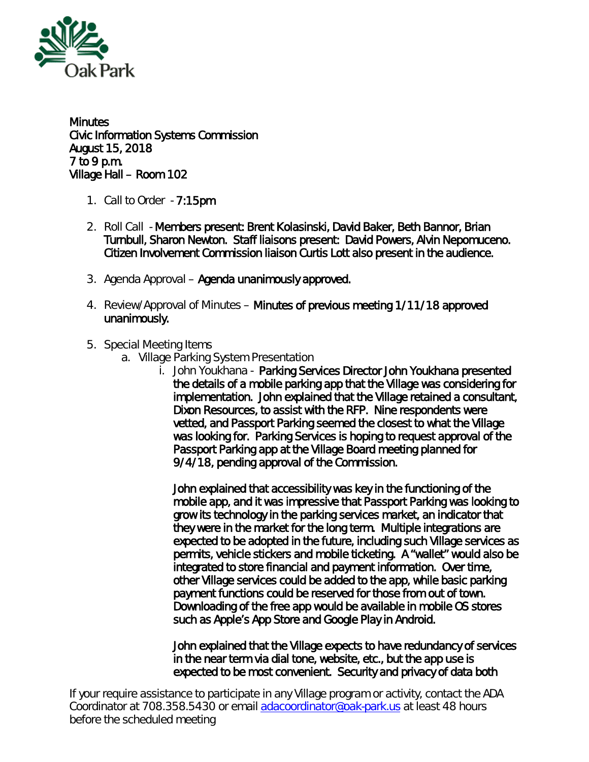Minutes
Civic Information Systems Commission
August 15, 2018
7 to 9 p.m.
Village Hall – Room 102

1. Call to Order - 7:15pm

2. Roll Call - Members present: Brent Kolasinski, David Baker, Beth Bannor, Brian Turnbull, Sharon Newton. Staff liaisons present: David Powers, Alvin Nepomuceno. Citizen Involvement Commission liaison Curtis Lott also present in the audience.

3. Agenda Approval – Agenda unanimously approved.

4. Review/Approval of Minutes – Minutes of previous meeting 1/11/18 approved unanimously.

5. Special Meeting Items
   a. Village Parking System Presentation
      i. John Youkhana - Parking Services Director John Youkhana presented the details of a mobile parking app that the Village was considering for implementation. John explained that the Village retained a consultant, Dixon Resources, to assist with the RFP. Nine respondents were vetted, and Passport Parking seemed the closest to what the Village was looking for. Parking Services is hoping to request approval of the Passport Parking app at the Village Board meeting planned for 9/4/18, pending approval of the Commission.

         John explained that accessibility was key in the functioning of the mobile app, and it was impressive that Passport Parking was looking to grow its technology in the parking services market, an indicator that they were in the market for the long term. Multiple integrations are expected to be adopted in the future, including such Village services as permits, vehicle stickers and mobile ticketing. A "wallet" would also be integrated to store financial and payment information. Over time, other Village services could be added to the app, while basic parking payment functions could be reserved for those from out of town. Downloading of the free app would be available in mobile OS stores such as Apple's App Store and Google Play in Android.

         John explained that the Village expects to have redundancy of services in the near term via dial tone, website, etc., but the app use is expected to be most convenient. Security and privacy of data both

If your require assistance to participate in any Village program or activity, contact the ADA Coordinator at 708.358.5430 or email adacoordinator@oak-park.us at least 48 hours before the scheduled meeting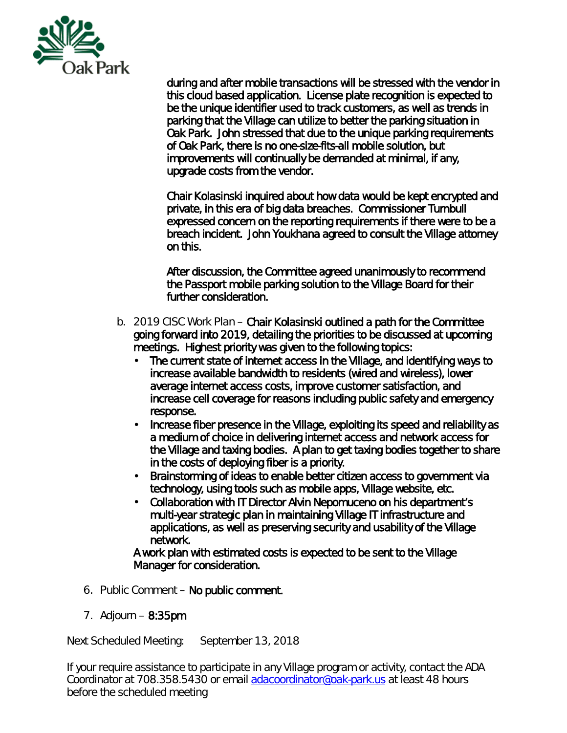during and after mobile transactions will be stressed with the vendor in this cloud based application. License plate recognition is expected to be the unique identifier used to track customers, as well as trends in parking that the Village can utilize to better the parking situation in Oak Park. John stressed that due to the unique parking requirements of Oak Park, there is no one-size-fits-all mobile solution, but improvements will continually be demanded at minimal, if any, upgrade costs from the vendor.

Chair Kolasinski inquired about how data would be kept encrypted and private, in this era of big data breaches. Commissioner Turnbull expressed concern on the reporting requirements if there were to be a breach incident. John Youkhana agreed to consult the Village attorney on this.

After discussion, the Committee agreed unanimously to recommend the Passport mobile parking solution to the Village Board for their further consideration.

b. 2019 CISC Work Plan – Chair Kolasinski outlined a path for the Committee going forward into 2019, detailing the priorities to be discussed at upcoming meetings. Highest priority was given to the following topics:
   - The current state of internet access in the Village, and identifying ways to increase available bandwidth to residents (wired and wireless), lower average internet access costs, improve customer satisfaction, and increase cell coverage for reasons including public safety and emergency response.
   - Increase fiber presence in the Village, exploiting its speed and reliability as a medium of choice in delivering internet access and network access for the Village and taxing bodies. A plan to get taxing bodies together to share in the costs of deploying fiber is a priority.
   - Brainstorming of ideas to enable better citizen access to government via technology, using tools such as mobile apps, Village website, etc.
   - Collaboration with IT Director Alvin Nepomuceno on his department's multi-year strategic plan in maintaining Village IT infrastructure and applications, as well as preserving security and usability of the Village network.

   A work plan with estimated costs is expected to be sent to the Village Manager for consideration.

6. Public Comment – No public comment.

7. Adjourn – 8:35pm

Next Scheduled Meeting: September 13, 2018

If your require assistance to participate in any Village program or activity, contact the ADA Coordinator at 708.358.5430 or email adacoordinator@oak-park.us at least 48 hours before the scheduled meeting